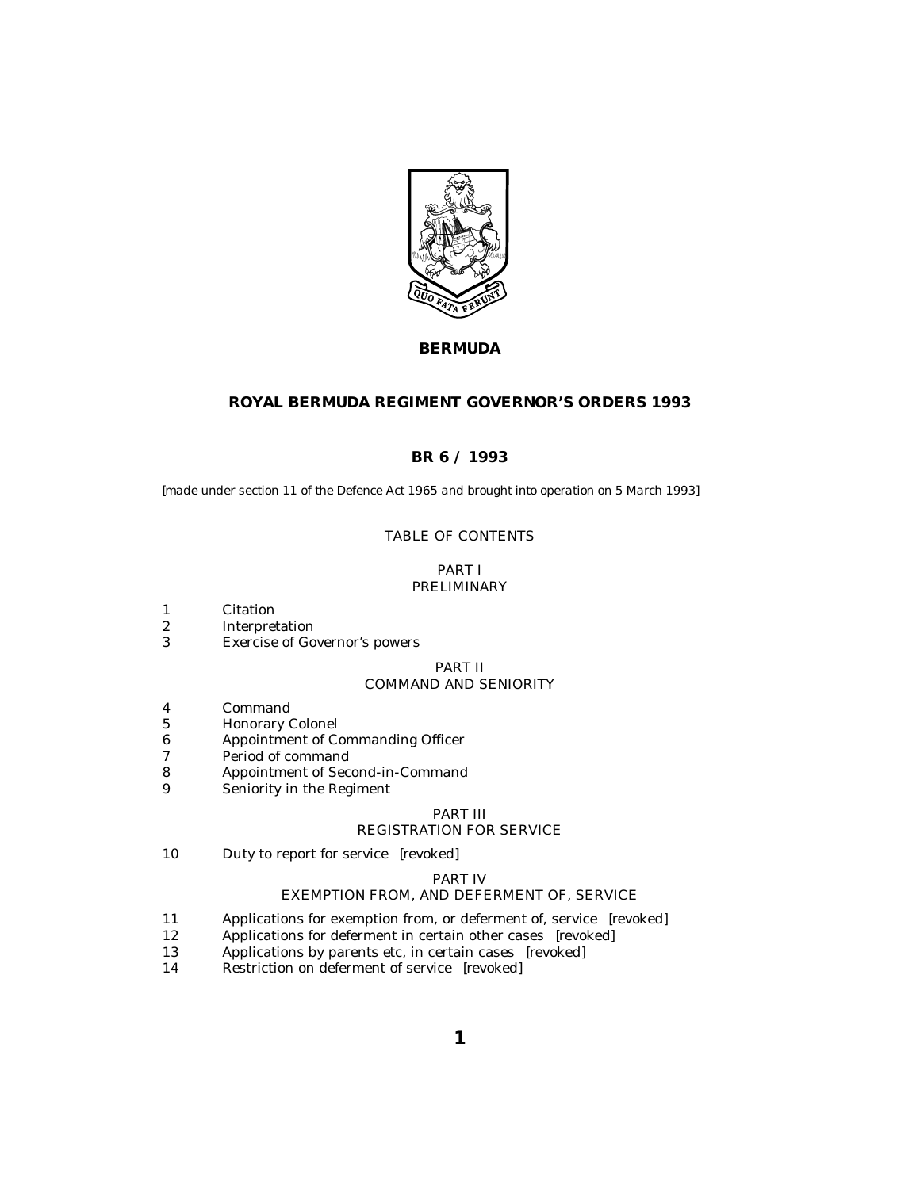# BERMUDA

## ROYAL BERMUDA REGIMENT GOVERNOR'S ORDERS 1993

## BR 6 / 1993

*[made under section 11 of the Defence Act 1965 and brought into operation on 5 March 1993]*

### TABLE OF CONTENTS

#### PART I
#### PRELIMINARY

1 Citation
2 Interpretation
3 Exercise of Governor's powers

#### PART II
#### COMMAND AND SENIORITY

4 Command
5 Honorary Colonel
6 Appointment of Commanding Officer
7 Period of command
8 Appointment of Second-in-Command
9 Seniority in the Regiment

#### PART III
#### REGISTRATION FOR SERVICE

10 Duty to report for service [revoked]

#### PART IV
#### EXEMPTION FROM, AND DEFERMENT OF, SERVICE

11 Applications for exemption from, or deferment of, service [revoked]
12 Applications for deferment in certain other cases [revoked]
13 Applications by parents etc, in certain cases [revoked]
14 Restriction on deferment of service [revoked]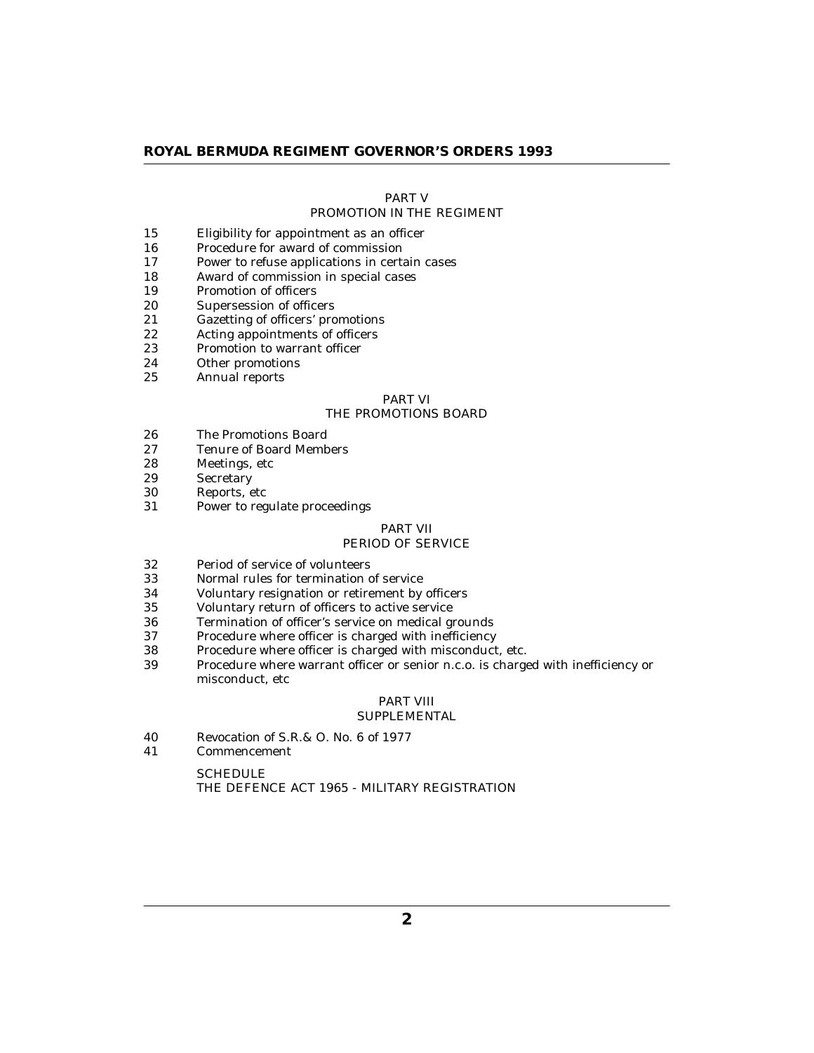PART V
PROMOTION IN THE REGIMENT

15 Eligibility for appointment as an officer
16 Procedure for award of commission
17 Power to refuse applications in certain cases
18 Award of commission in special cases
19 Promotion of officers
20 Supersession of officers
21 Gazetting of officers' promotions
22 Acting appointments of officers
23 Promotion to warrant officer
24 Other promotions
25 Annual reports

PART VI
THE PROMOTIONS BOARD

26 The Promotions Board
27 Tenure of Board Members
28 Meetings, etc
29 Secretary
30 Reports, etc
31 Power to regulate proceedings

PART VII
PERIOD OF SERVICE

32 Period of service of volunteers
33 Normal rules for termination of service
34 Voluntary resignation or retirement by officers
35 Voluntary return of officers to active service
36 Termination of officer's service on medical grounds
37 Procedure where officer is charged with inefficiency
38 Procedure where officer is charged with misconduct, etc.
39 Procedure where warrant officer or senior n.c.o. is charged with inefficiency or misconduct, etc

PART VIII
SUPPLEMENTAL

40 Revocation of S.R.& O. No. 6 of 1977
41 Commencement

SCHEDULE
THE DEFENCE ACT 1965 - MILITARY REGISTRATION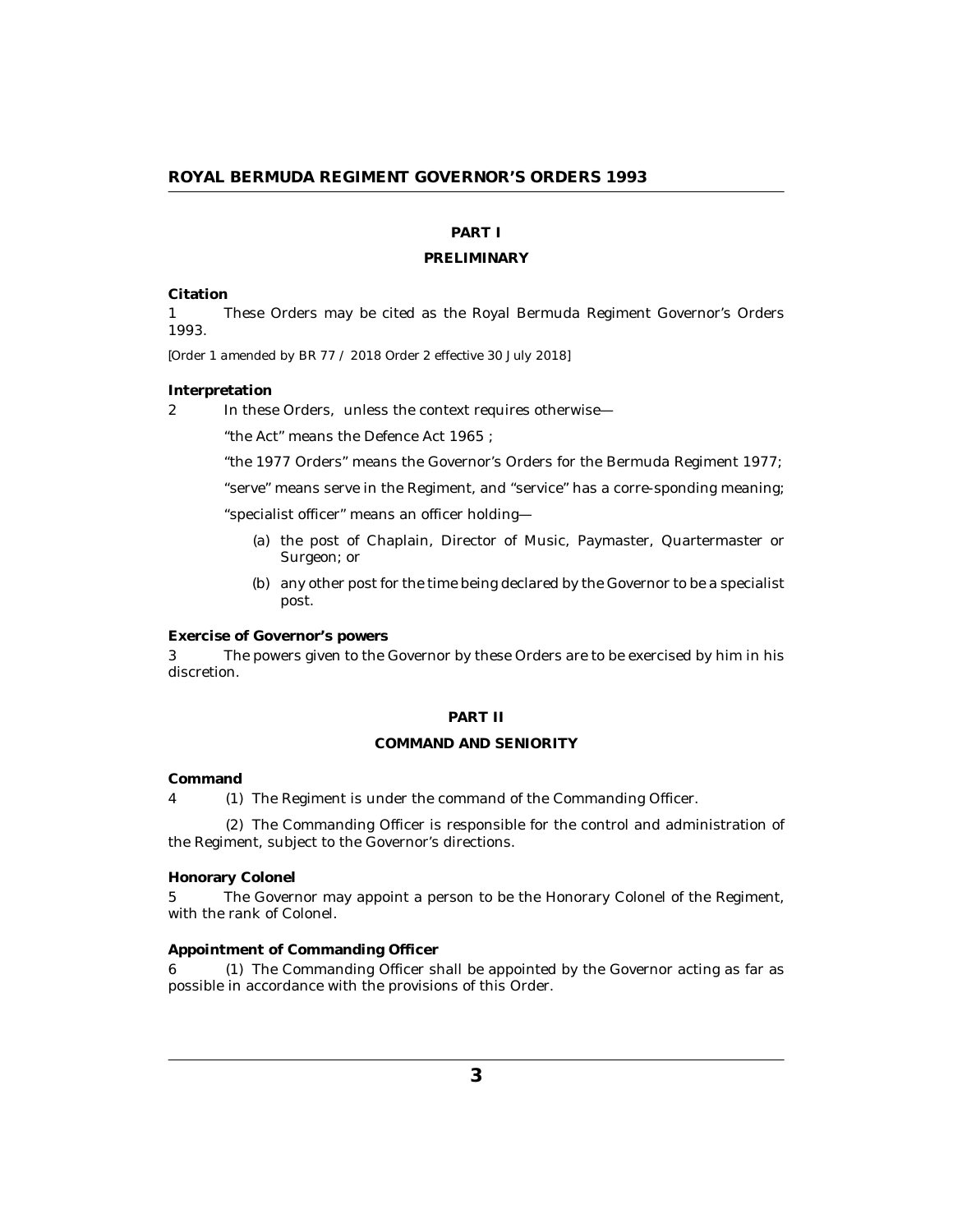## PART I

## PRELIMINARY

**Citation**

1 These Orders may be cited as the Royal Bermuda Regiment Governor's Orders 1993.

*[Order 1 amended by BR 77 / 2018 Order 2 effective 30 July 2018]*

**Interpretation**

2 In these Orders, unless the context requires otherwise—

"the Act" means the Defence Act 1965 ;

"the 1977 Orders" means the Governor's Orders for the Bermuda Regiment 1977;

"serve" means serve in the Regiment, and "service" has a corre-sponding meaning;

"specialist officer" means an officer holding—

- (a) the post of Chaplain, Director of Music, Paymaster, Quartermaster or Surgeon; or
- (b) any other post for the time being declared by the Governor to be a specialist post.

**Exercise of Governor's powers**

3 The powers given to the Governor by these Orders are to be exercised by him in his discretion.

## PART II

## COMMAND AND SENIORITY

**Command**

4 (1) The Regiment is under the command of the Commanding Officer.

(2) The Commanding Officer is responsible for the control and administration of the Regiment, subject to the Governor's directions.

**Honorary Colonel**

5 The Governor may appoint a person to be the Honorary Colonel of the Regiment, with the rank of Colonel.

**Appointment of Commanding Officer**

6 (1) The Commanding Officer shall be appointed by the Governor acting as far as possible in accordance with the provisions of this Order.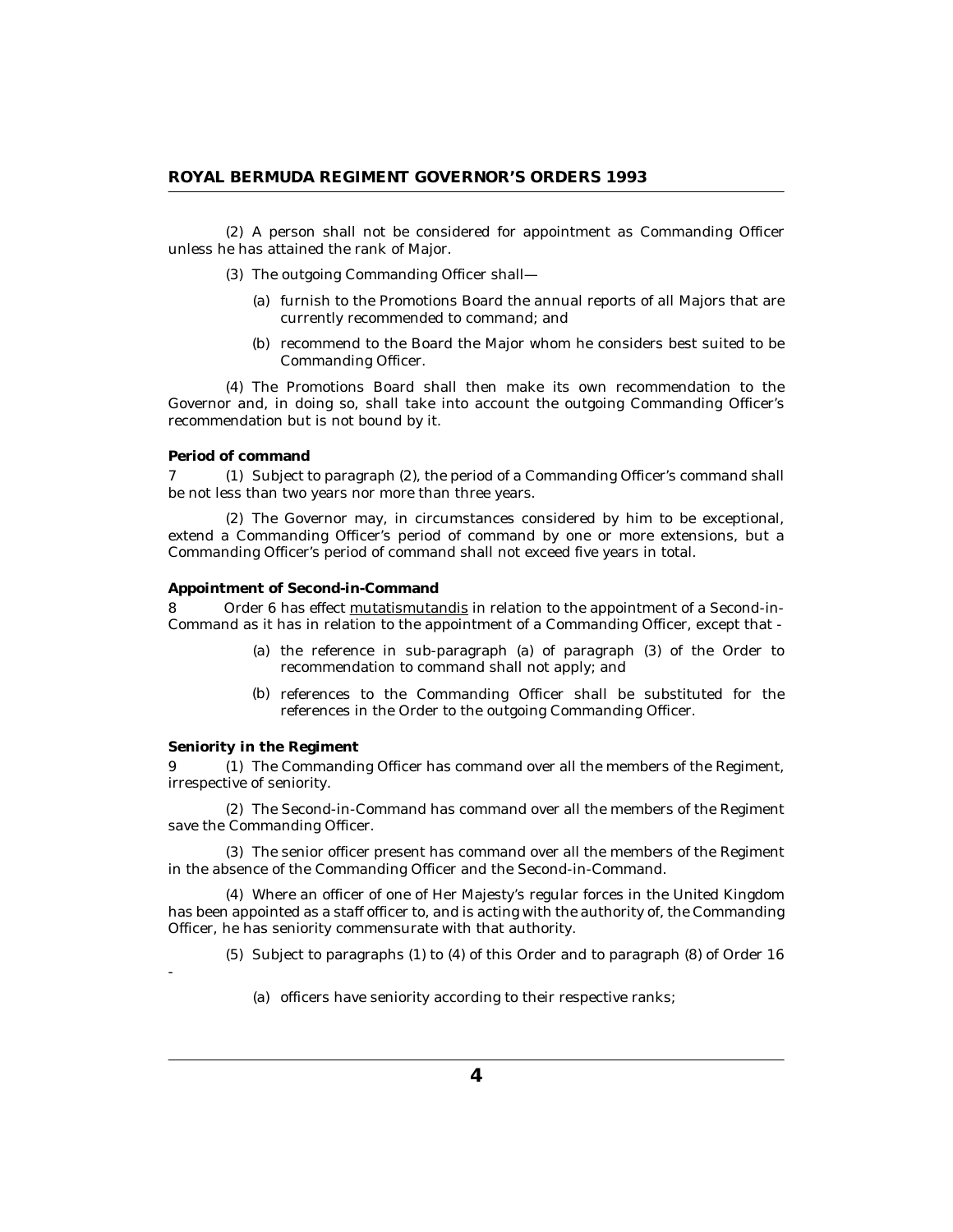(2) A person shall not be considered for appointment as Commanding Officer unless he has attained the rank of Major.

(3) The outgoing Commanding Officer shall—

(a) furnish to the Promotions Board the annual reports of all Majors that are currently recommended to command; and

(b) recommend to the Board the Major whom he considers best suited to be Commanding Officer.

(4) The Promotions Board shall then make its own recommendation to the Governor and, in doing so, shall take into account the outgoing Commanding Officer's recommendation but is not bound by it.

**Period of command**

7 (1) Subject to paragraph (2), the period of a Commanding Officer's command shall be not less than two years nor more than three years.

(2) The Governor may, in circumstances considered by him to be exceptional, extend a Commanding Officer's period of command by one or more extensions, but a Commanding Officer's period of command shall not exceed five years in total.

**Appointment of Second-in-Command**

8 Order 6 has effect mutatismutandis in relation to the appointment of a Second-in-Command as it has in relation to the appointment of a Commanding Officer, except that -

(a) the reference in sub-paragraph (a) of paragraph (3) of the Order to recommendation to command shall not apply; and

(b) references to the Commanding Officer shall be substituted for the references in the Order to the outgoing Commanding Officer.

**Seniority in the Regiment**

9 (1) The Commanding Officer has command over all the members of the Regiment, irrespective of seniority.

(2) The Second-in-Command has command over all the members of the Regiment save the Commanding Officer.

(3) The senior officer present has command over all the members of the Regiment in the absence of the Commanding Officer and the Second-in-Command.

(4) Where an officer of one of Her Majesty's regular forces in the United Kingdom has been appointed as a staff officer to, and is acting with the authority of, the Commanding Officer, he has seniority commensurate with that authority.

(5) Subject to paragraphs (1) to (4) of this Order and to paragraph (8) of Order 16 -

(a) officers have seniority according to their respective ranks;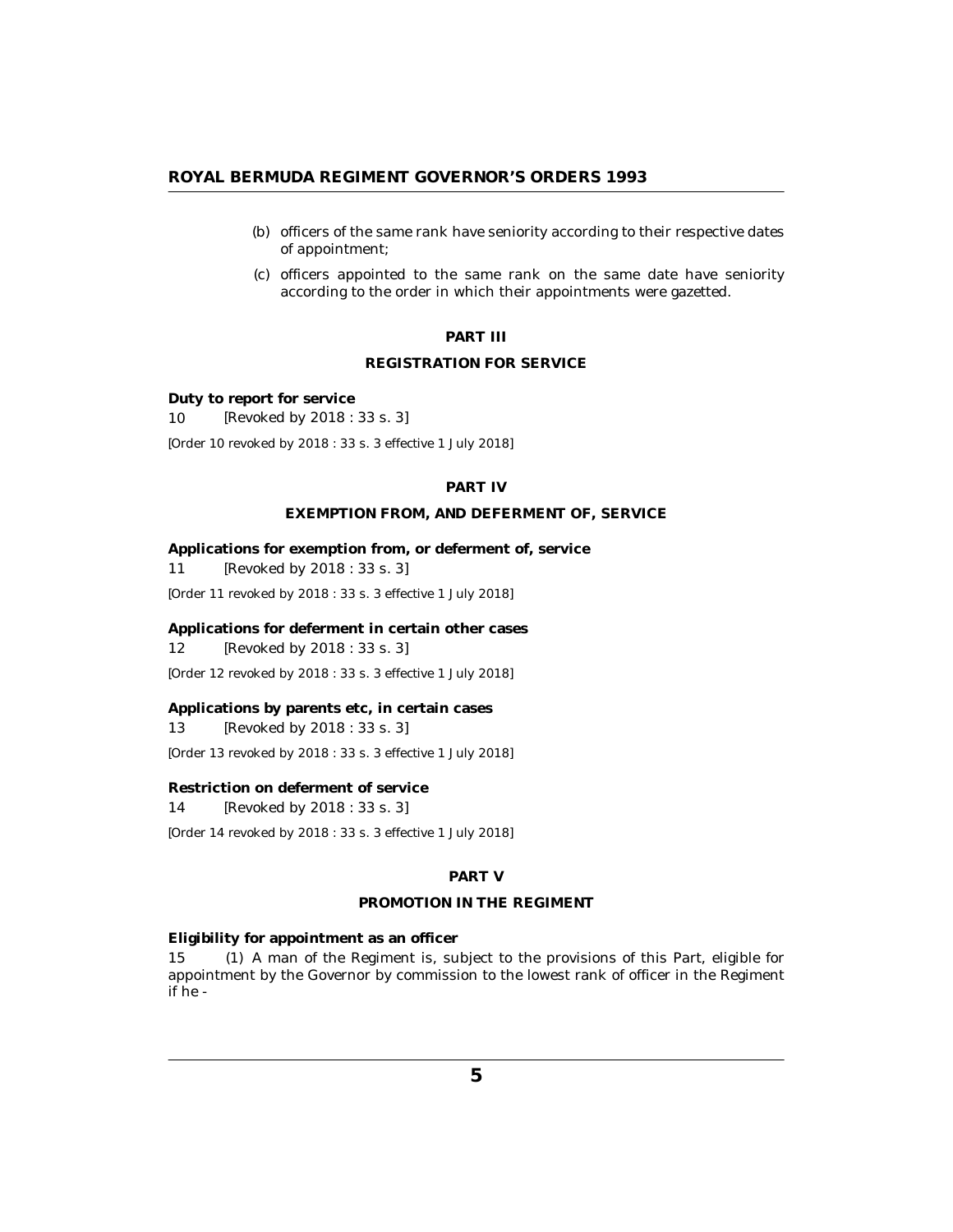(b) officers of the same rank have seniority according to their respective dates of appointment;

(c) officers appointed to the same rank on the same date have seniority according to the order in which their appointments were gazetted.

## PART III

## REGISTRATION FOR SERVICE

**Duty to report for service**

10 [Revoked by 2018 : 33 s. 3]

[Order 10 revoked by 2018 : 33 s. 3 effective 1 July 2018]

## PART IV

## EXEMPTION FROM, AND DEFERMENT OF, SERVICE

**Applications for exemption from, or deferment of, service**

11 [Revoked by 2018 : 33 s. 3]

[Order 11 revoked by 2018 : 33 s. 3 effective 1 July 2018]

**Applications for deferment in certain other cases**

12 [Revoked by 2018 : 33 s. 3]

[Order 12 revoked by 2018 : 33 s. 3 effective 1 July 2018]

**Applications by parents etc, in certain cases**

13 [Revoked by 2018 : 33 s. 3]

[Order 13 revoked by 2018 : 33 s. 3 effective 1 July 2018]

**Restriction on deferment of service**

14 [Revoked by 2018 : 33 s. 3]

[Order 14 revoked by 2018 : 33 s. 3 effective 1 July 2018]

## PART V

## PROMOTION IN THE REGIMENT

**Eligibility for appointment as an officer**

15 (1) A man of the Regiment is, subject to the provisions of this Part, eligible for appointment by the Governor by commission to the lowest rank of officer in the Regiment if he -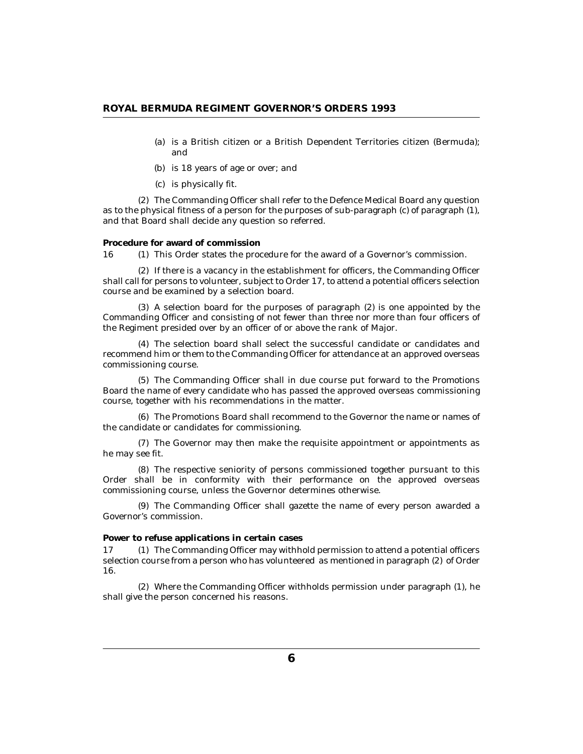(a) is a British citizen or a British Dependent Territories citizen (Bermuda); and

(b) is 18 years of age or over; and

(c) is physically fit.

(2) The Commanding Officer shall refer to the Defence Medical Board any question as to the physical fitness of a person for the purposes of sub-paragraph (c) of paragraph (1), and that Board shall decide any question so referred.

**Procedure for award of commission**

16 (1) This Order states the procedure for the award of a Governor's commission.

(2) If there is a vacancy in the establishment for officers, the Commanding Officer shall call for persons to volunteer, subject to Order 17, to attend a potential officers selection course and be examined by a selection board.

(3) A selection board for the purposes of paragraph (2) is one appointed by the Commanding Officer and consisting of not fewer than three nor more than four officers of the Regiment presided over by an officer of or above the rank of Major.

(4) The selection board shall select the successful candidate or candidates and recommend him or them to the Commanding Officer for attendance at an approved overseas commissioning course.

(5) The Commanding Officer shall in due course put forward to the Promotions Board the name of every candidate who has passed the approved overseas commissioning course, together with his recommendations in the matter.

(6) The Promotions Board shall recommend to the Governor the name or names of the candidate or candidates for commissioning.

(7) The Governor may then make the requisite appointment or appointments as he may see fit.

(8) The respective seniority of persons commissioned together pursuant to this Order shall be in conformity with their performance on the approved overseas commissioning course, unless the Governor determines otherwise.

(9) The Commanding Officer shall gazette the name of every person awarded a Governor's commission.

**Power to refuse applications in certain cases**

17 (1) The Commanding Officer may withhold permission to attend a potential officers selection course from a person who has volunteered as mentioned in paragraph (2) of Order 16.

(2) Where the Commanding Officer withholds permission under paragraph (1), he shall give the person concerned his reasons.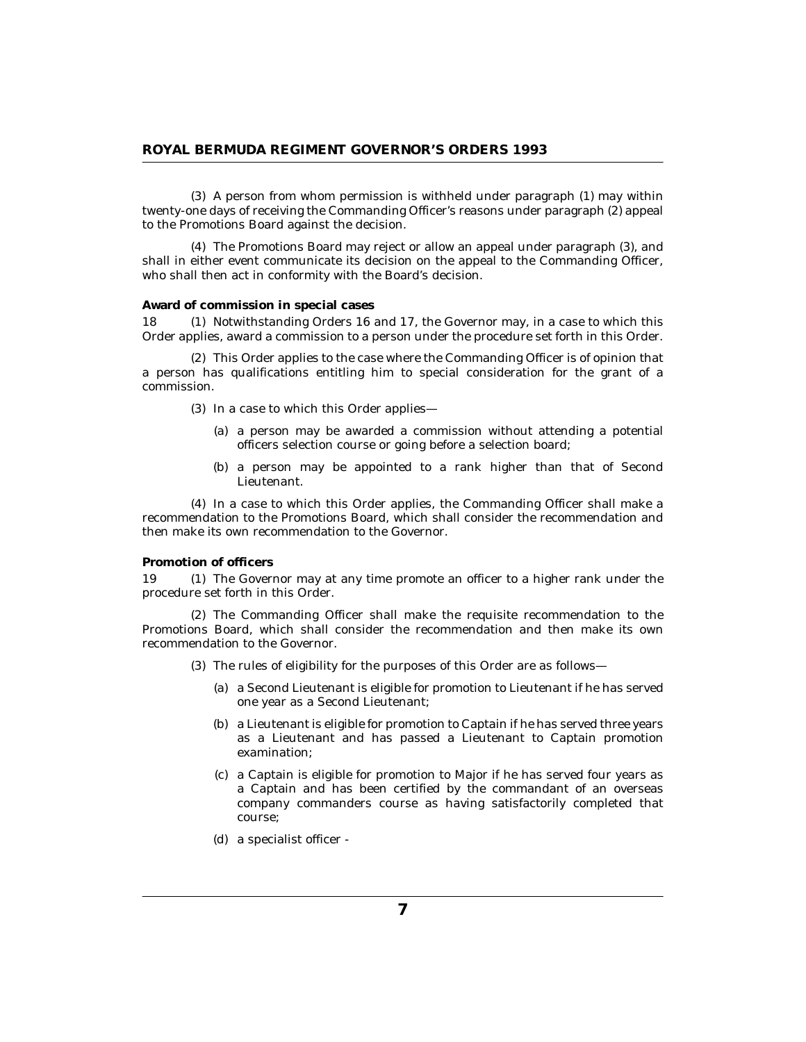(3) A person from whom permission is withheld under paragraph (1) may within twenty-one days of receiving the Commanding Officer's reasons under paragraph (2) appeal to the Promotions Board against the decision.

(4) The Promotions Board may reject or allow an appeal under paragraph (3), and shall in either event communicate its decision on the appeal to the Commanding Officer, who shall then act in conformity with the Board's decision.

**Award of commission in special cases**

18 (1) Notwithstanding Orders 16 and 17, the Governor may, in a case to which this Order applies, award a commission to a person under the procedure set forth in this Order.

(2) This Order applies to the case where the Commanding Officer is of opinion that a person has qualifications entitling him to special consideration for the grant of a commission.

(3) In a case to which this Order applies—

(a) a person may be awarded a commission without attending a potential officers selection course or going before a selection board;

(b) a person may be appointed to a rank higher than that of Second Lieutenant.

(4) In a case to which this Order applies, the Commanding Officer shall make a recommendation to the Promotions Board, which shall consider the recommendation and then make its own recommendation to the Governor.

**Promotion of officers**

19 (1) The Governor may at any time promote an officer to a higher rank under the procedure set forth in this Order.

(2) The Commanding Officer shall make the requisite recommendation to the Promotions Board, which shall consider the recommendation and then make its own recommendation to the Governor.

(3) The rules of eligibility for the purposes of this Order are as follows—

(a) a Second Lieutenant is eligible for promotion to Lieutenant if he has served one year as a Second Lieutenant;

(b) a Lieutenant is eligible for promotion to Captain if he has served three years as a Lieutenant and has passed a Lieutenant to Captain promotion examination;

(c) a Captain is eligible for promotion to Major if he has served four years as a Captain and has been certified by the commandant of an overseas company commanders course as having satisfactorily completed that course;

(d) a specialist officer -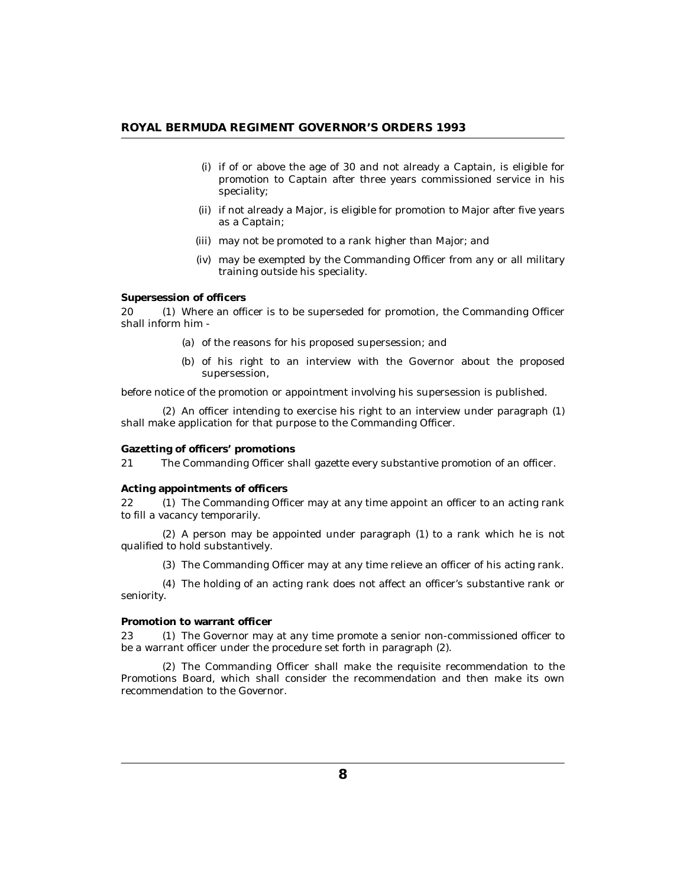- (i) if of or above the age of 30 and not already a Captain, is eligible for promotion to Captain after three years commissioned service in his speciality;
- (ii) if not already a Major, is eligible for promotion to Major after five years as a Captain;
- (iii) may not be promoted to a rank higher than Major; and
- (iv) may be exempted by the Commanding Officer from any or all military training outside his speciality.

**Supersession of officers**

20 (1) Where an officer is to be superseded for promotion, the Commanding Officer shall inform him -

- (a) of the reasons for his proposed supersession; and
- (b) of his right to an interview with the Governor about the proposed supersession,

before notice of the promotion or appointment involving his supersession is published.

(2) An officer intending to exercise his right to an interview under paragraph (1) shall make application for that purpose to the Commanding Officer.

**Gazetting of officers' promotions**

21 The Commanding Officer shall gazette every substantive promotion of an officer.

**Acting appointments of officers**

22 (1) The Commanding Officer may at any time appoint an officer to an acting rank to fill a vacancy temporarily.

(2) A person may be appointed under paragraph (1) to a rank which he is not qualified to hold substantively.

(3) The Commanding Officer may at any time relieve an officer of his acting rank.

(4) The holding of an acting rank does not affect an officer's substantive rank or seniority.

**Promotion to warrant officer**

23 (1) The Governor may at any time promote a senior non-commissioned officer to be a warrant officer under the procedure set forth in paragraph (2).

(2) The Commanding Officer shall make the requisite recommendation to the Promotions Board, which shall consider the recommendation and then make its own recommendation to the Governor.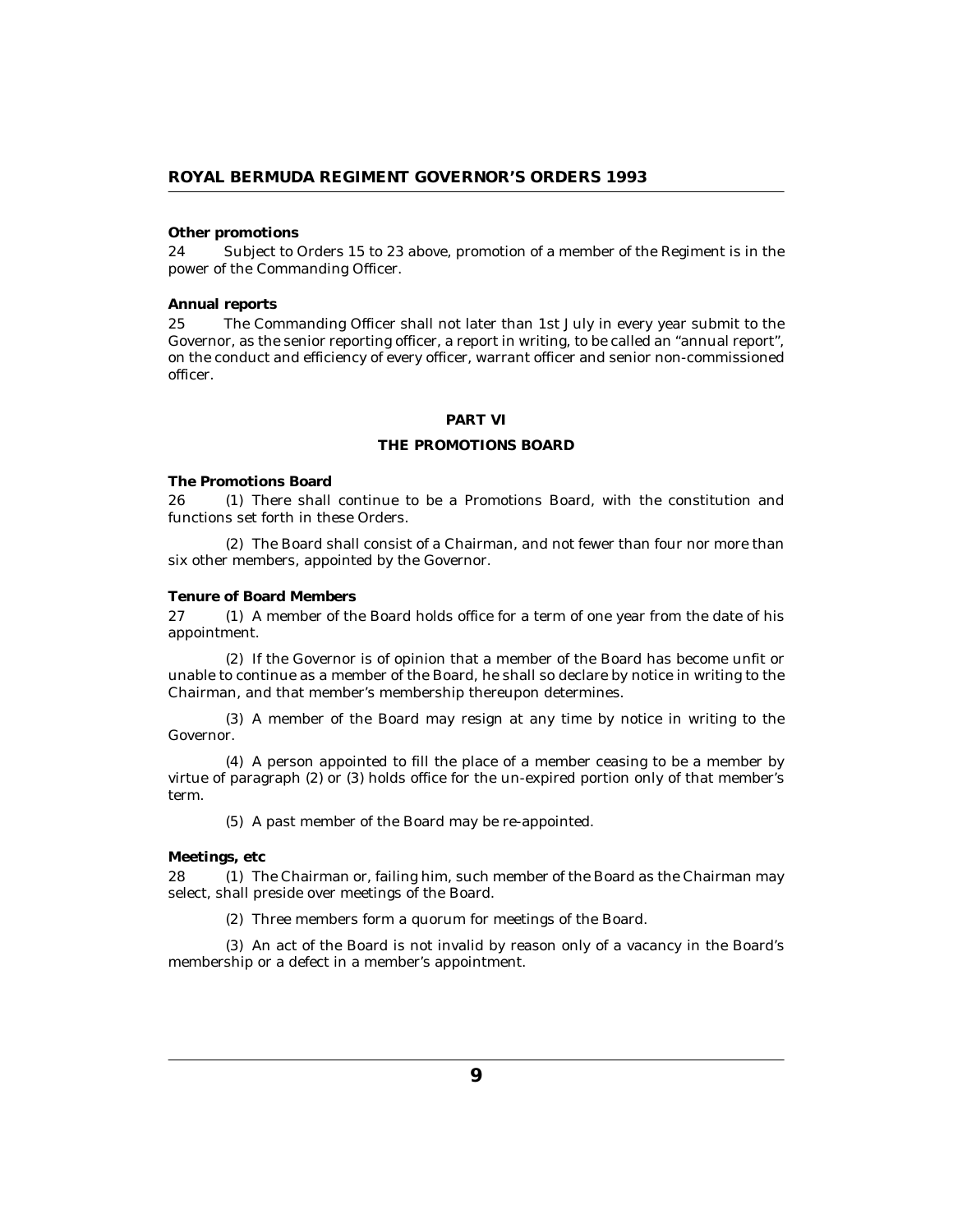**Other promotions**

24 Subject to Orders 15 to 23 above, promotion of a member of the Regiment is in the power of the Commanding Officer.

**Annual reports**

25 The Commanding Officer shall not later than 1st July in every year submit to the Governor, as the senior reporting officer, a report in writing, to be called an "annual report", on the conduct and efficiency of every officer, warrant officer and senior non-commissioned officer.

## PART VI

## THE PROMOTIONS BOARD

**The Promotions Board**

26 (1) There shall continue to be a Promotions Board, with the constitution and functions set forth in these Orders.

(2) The Board shall consist of a Chairman, and not fewer than four nor more than six other members, appointed by the Governor.

**Tenure of Board Members**

27 (1) A member of the Board holds office for a term of one year from the date of his appointment.

(2) If the Governor is of opinion that a member of the Board has become unfit or unable to continue as a member of the Board, he shall so declare by notice in writing to the Chairman, and that member's membership thereupon determines.

(3) A member of the Board may resign at any time by notice in writing to the Governor.

(4) A person appointed to fill the place of a member ceasing to be a member by virtue of paragraph (2) or (3) holds office for the un-expired portion only of that member's term.

(5) A past member of the Board may be re-appointed.

**Meetings, etc**

28 (1) The Chairman or, failing him, such member of the Board as the Chairman may select, shall preside over meetings of the Board.

(2) Three members form a quorum for meetings of the Board.

(3) An act of the Board is not invalid by reason only of a vacancy in the Board's membership or a defect in a member's appointment.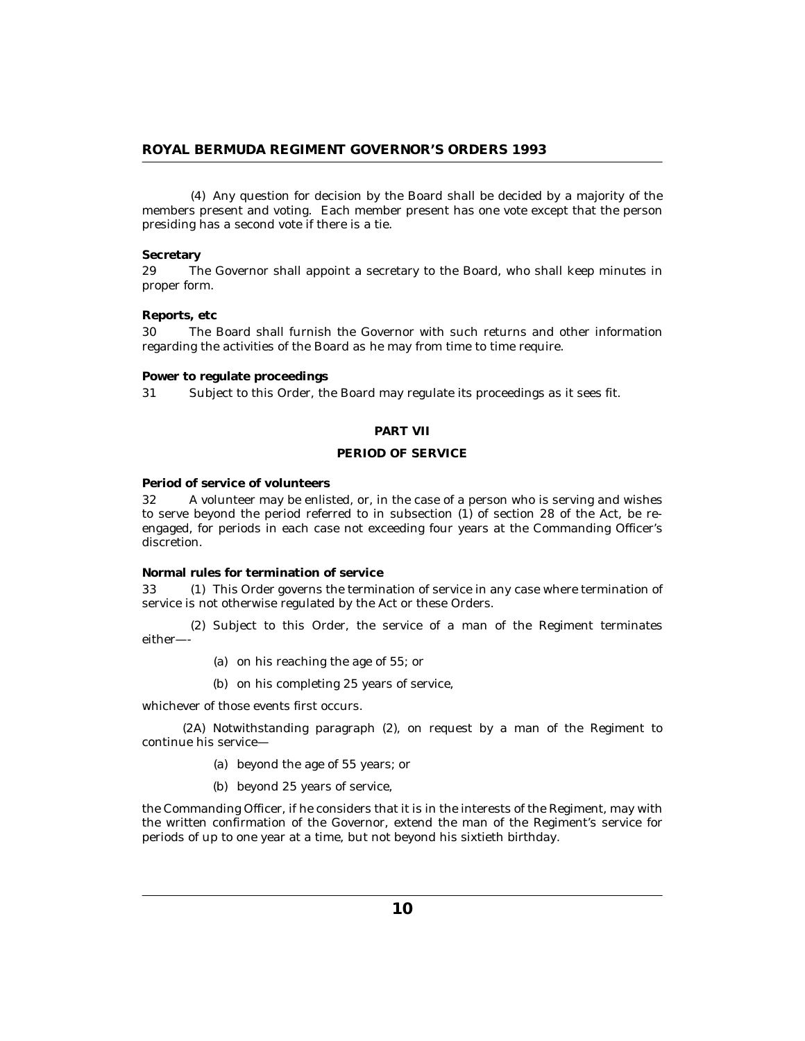(4) Any question for decision by the Board shall be decided by a majority of the members present and voting. Each member present has one vote except that the person presiding has a second vote if there is a tie.

**Secretary**

29 The Governor shall appoint a secretary to the Board, who shall keep minutes in proper form.

**Reports, etc**

30 The Board shall furnish the Governor with such returns and other information regarding the activities of the Board as he may from time to time require.

**Power to regulate proceedings**

31 Subject to this Order, the Board may regulate its proceedings as it sees fit.

## PART VII

## PERIOD OF SERVICE

**Period of service of volunteers**

32 A volunteer may be enlisted, or, in the case of a person who is serving and wishes to serve beyond the period referred to in subsection (1) of section 28 of the Act, be re-engaged, for periods in each case not exceeding four years at the Commanding Officer's discretion.

**Normal rules for termination of service**

33 (1) This Order governs the termination of service in any case where termination of service is not otherwise regulated by the Act or these Orders.

(2) Subject to this Order, the service of a man of the Regiment terminates either—-

(a) on his reaching the age of 55; or

(b) on his completing 25 years of service,

whichever of those events first occurs.

(2A) Notwithstanding paragraph (2), on request by a man of the Regiment to continue his service—

(a) beyond the age of 55 years; or

(b) beyond 25 years of service,

the Commanding Officer, if he considers that it is in the interests of the Regiment, may with the written confirmation of the Governor, extend the man of the Regiment's service for periods of up to one year at a time, but not beyond his sixtieth birthday.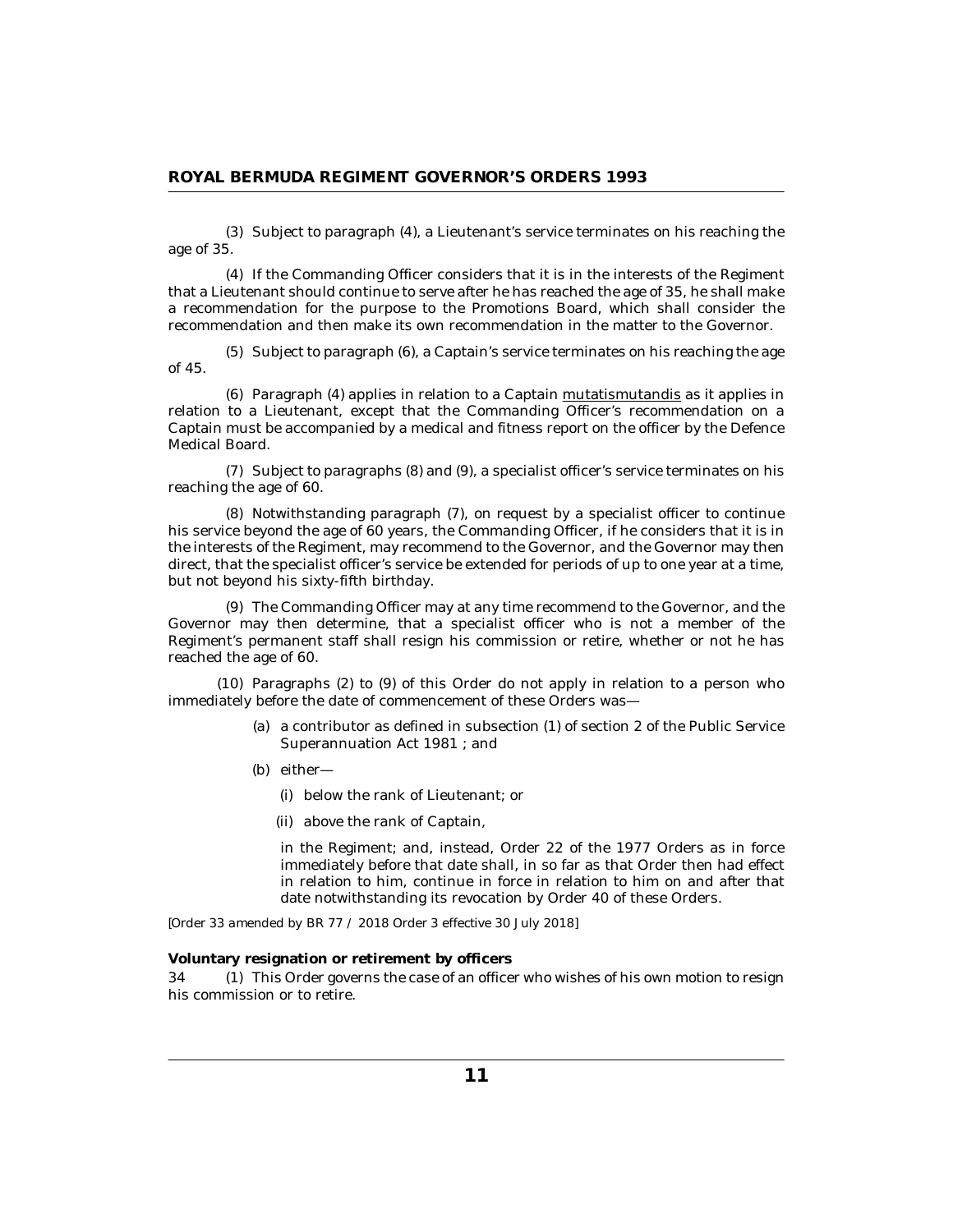(3) Subject to paragraph (4), a Lieutenant's service terminates on his reaching the age of 35.

(4) If the Commanding Officer considers that it is in the interests of the Regiment that a Lieutenant should continue to serve after he has reached the age of 35, he shall make a recommendation for the purpose to the Promotions Board, which shall consider the recommendation and then make its own recommendation in the matter to the Governor.

(5) Subject to paragraph (6), a Captain's service terminates on his reaching the age of 45.

(6) Paragraph (4) applies in relation to a Captain mutatismutandis as it applies in relation to a Lieutenant, except that the Commanding Officer's recommendation on a Captain must be accompanied by a medical and fitness report on the officer by the Defence Medical Board.

(7) Subject to paragraphs (8) and (9), a specialist officer's service terminates on his reaching the age of 60.

(8) Notwithstanding paragraph (7), on request by a specialist officer to continue his service beyond the age of 60 years, the Commanding Officer, if he considers that it is in the interests of the Regiment, may recommend to the Governor, and the Governor may then direct, that the specialist officer's service be extended for periods of up to one year at a time, but not beyond his sixty-fifth birthday.

(9) The Commanding Officer may at any time recommend to the Governor, and the Governor may then determine, that a specialist officer who is not a member of the Regiment's permanent staff shall resign his commission or retire, whether or not he has reached the age of 60.

(10) Paragraphs (2) to (9) of this Order do not apply in relation to a person who immediately before the date of commencement of these Orders was—

(a) a contributor as defined in subsection (1) of section 2 of the Public Service Superannuation Act 1981 ; and

(b) either—

(i) below the rank of Lieutenant; or

(ii) above the rank of Captain,

in the Regiment; and, instead, Order 22 of the 1977 Orders as in force immediately before that date shall, in so far as that Order then had effect in relation to him, continue in force in relation to him on and after that date notwithstanding its revocation by Order 40 of these Orders.

*[Order 33 amended by BR 77 / 2018 Order 3 effective 30 July 2018]*

**Voluntary resignation or retirement by officers**

34 (1) This Order governs the case of an officer who wishes of his own motion to resign his commission or to retire.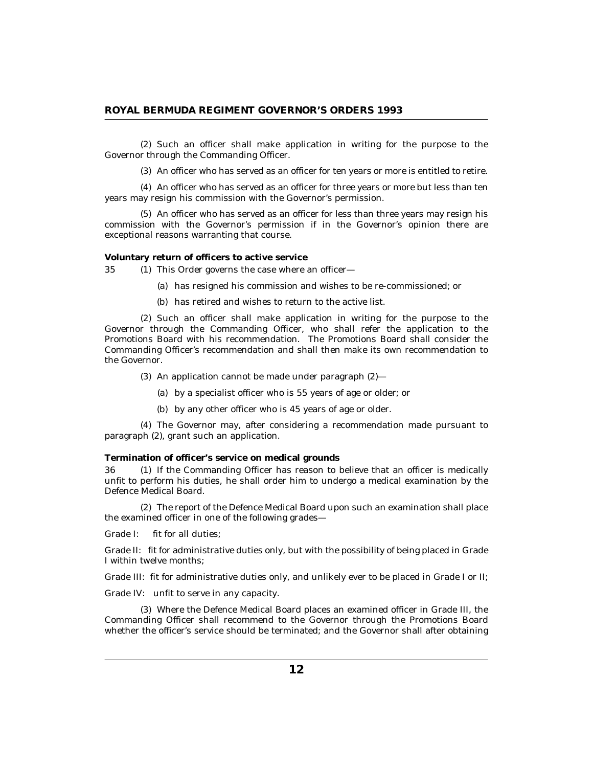(2) Such an officer shall make application in writing for the purpose to the Governor through the Commanding Officer.

(3) An officer who has served as an officer for ten years or more is entitled to retire.

(4) An officer who has served as an officer for three years or more but less than ten years may resign his commission with the Governor's permission.

(5) An officer who has served as an officer for less than three years may resign his commission with the Governor's permission if in the Governor's opinion there are exceptional reasons warranting that course.

**Voluntary return of officers to active service**

35 (1) This Order governs the case where an officer—

(a) has resigned his commission and wishes to be re-commissioned; or

(b) has retired and wishes to return to the active list.

(2) Such an officer shall make application in writing for the purpose to the Governor through the Commanding Officer, who shall refer the application to the Promotions Board with his recommendation. The Promotions Board shall consider the Commanding Officer's recommendation and shall then make its own recommendation to the Governor.

(3) An application cannot be made under paragraph (2)—

(a) by a specialist officer who is 55 years of age or older; or

(b) by any other officer who is 45 years of age or older.

(4) The Governor may, after considering a recommendation made pursuant to paragraph (2), grant such an application.

**Termination of officer's service on medical grounds**

36 (1) If the Commanding Officer has reason to believe that an officer is medically unfit to perform his duties, he shall order him to undergo a medical examination by the Defence Medical Board.

(2) The report of the Defence Medical Board upon such an examination shall place the examined officer in one of the following grades—

Grade I: fit for all duties;

Grade II: fit for administrative duties only, but with the possibility of being placed in Grade I within twelve months;

Grade III: fit for administrative duties only, and unlikely ever to be placed in Grade I or II;

Grade IV: unfit to serve in any capacity.

(3) Where the Defence Medical Board places an examined officer in Grade III, the Commanding Officer shall recommend to the Governor through the Promotions Board whether the officer's service should be terminated; and the Governor shall after obtaining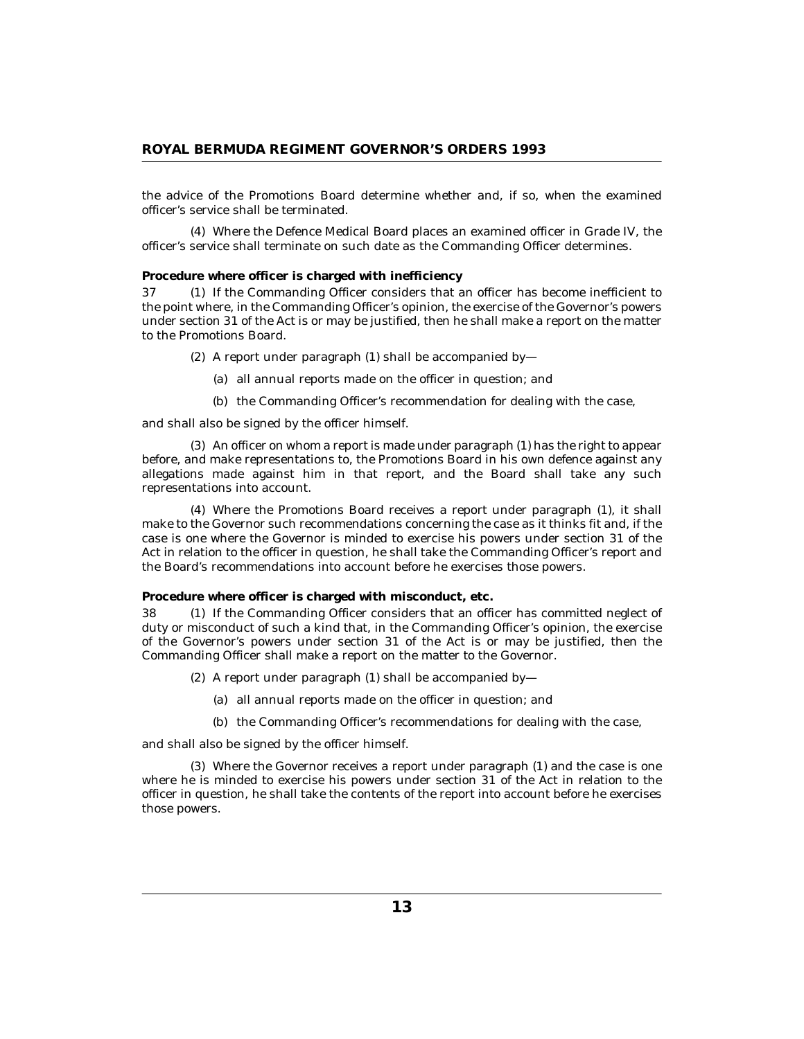the advice of the Promotions Board determine whether and, if so, when the examined officer's service shall be terminated.

(4) Where the Defence Medical Board places an examined officer in Grade IV, the officer's service shall terminate on such date as the Commanding Officer determines.

**Procedure where officer is charged with inefficiency**

37 (1) If the Commanding Officer considers that an officer has become inefficient to the point where, in the Commanding Officer's opinion, the exercise of the Governor's powers under section 31 of the Act is or may be justified, then he shall make a report on the matter to the Promotions Board.

(2) A report under paragraph (1) shall be accompanied by—

(a) all annual reports made on the officer in question; and

(b) the Commanding Officer's recommendation for dealing with the case,

and shall also be signed by the officer himself.

(3) An officer on whom a report is made under paragraph (1) has the right to appear before, and make representations to, the Promotions Board in his own defence against any allegations made against him in that report, and the Board shall take any such representations into account.

(4) Where the Promotions Board receives a report under paragraph (1), it shall make to the Governor such recommendations concerning the case as it thinks fit and, if the case is one where the Governor is minded to exercise his powers under section 31 of the Act in relation to the officer in question, he shall take the Commanding Officer's report and the Board's recommendations into account before he exercises those powers.

**Procedure where officer is charged with misconduct, etc.**

38 (1) If the Commanding Officer considers that an officer has committed neglect of duty or misconduct of such a kind that, in the Commanding Officer's opinion, the exercise of the Governor's powers under section 31 of the Act is or may be justified, then the Commanding Officer shall make a report on the matter to the Governor.

(2) A report under paragraph (1) shall be accompanied by—

(a) all annual reports made on the officer in question; and

(b) the Commanding Officer's recommendations for dealing with the case,

and shall also be signed by the officer himself.

(3) Where the Governor receives a report under paragraph (1) and the case is one where he is minded to exercise his powers under section 31 of the Act in relation to the officer in question, he shall take the contents of the report into account before he exercises those powers.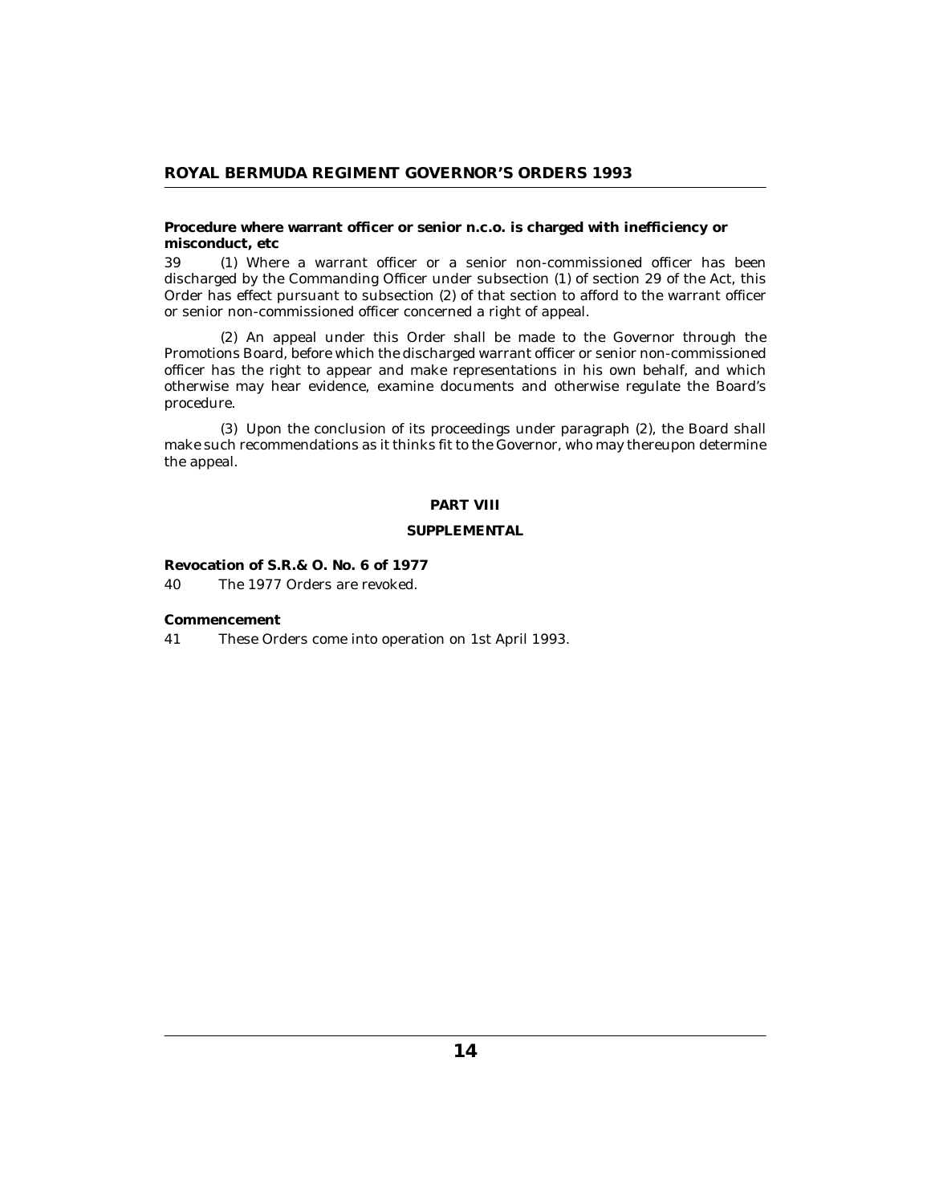**Procedure where warrant officer or senior n.c.o. is charged with inefficiency or misconduct, etc**

39 (1) Where a warrant officer or a senior non-commissioned officer has been discharged by the Commanding Officer under subsection (1) of section 29 of the Act, this Order has effect pursuant to subsection (2) of that section to afford to the warrant officer or senior non-commissioned officer concerned a right of appeal.

(2) An appeal under this Order shall be made to the Governor through the Promotions Board, before which the discharged warrant officer or senior non-commissioned officer has the right to appear and make representations in his own behalf, and which otherwise may hear evidence, examine documents and otherwise regulate the Board's procedure.

(3) Upon the conclusion of its proceedings under paragraph (2), the Board shall make such recommendations as it thinks fit to the Governor, who may thereupon determine the appeal.

## PART VIII

## SUPPLEMENTAL

**Revocation of S.R.& O. No. 6 of 1977**

40 The 1977 Orders are revoked.

**Commencement**

41 These Orders come into operation on 1st April 1993.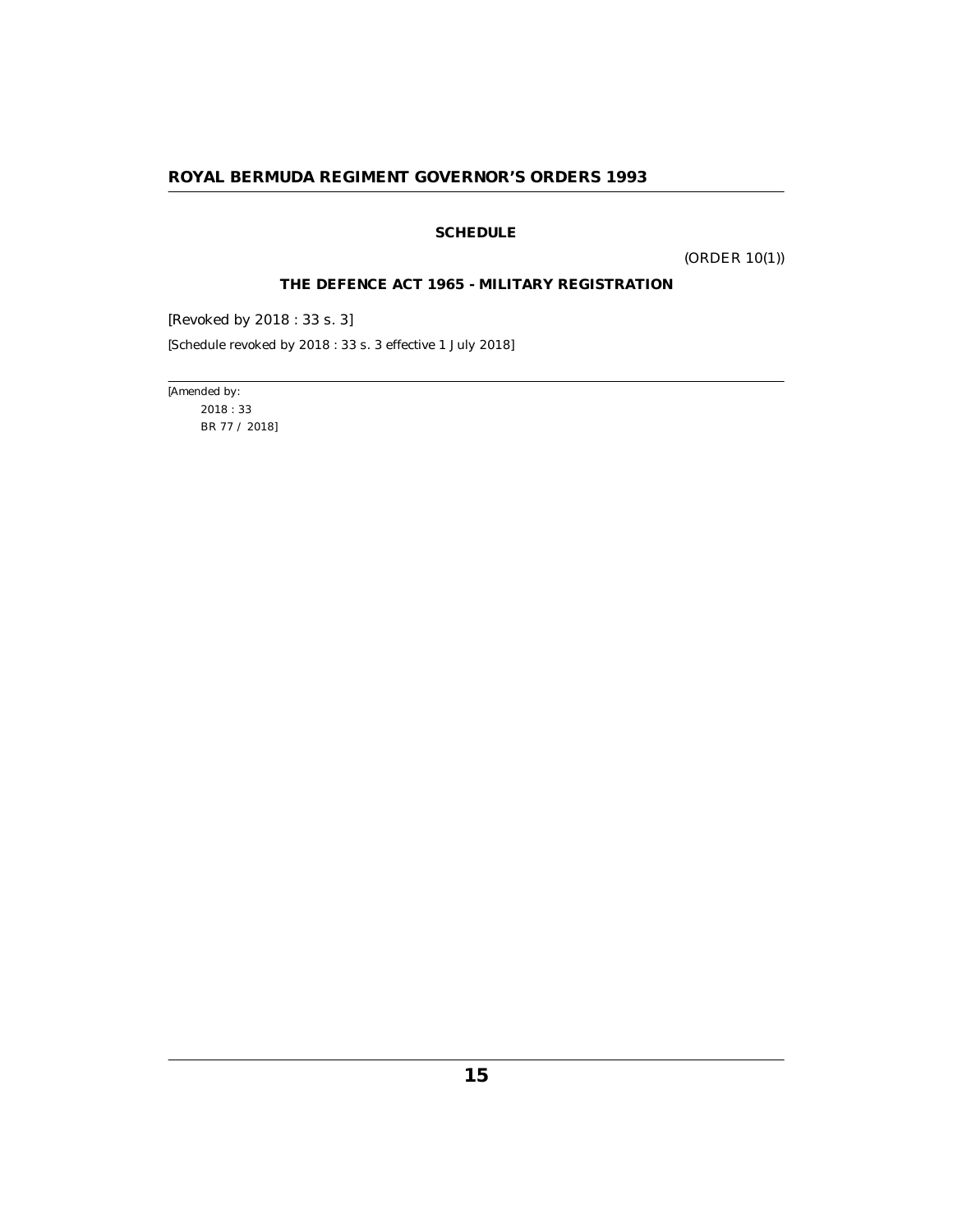## SCHEDULE

(ORDER 10(1))

### THE DEFENCE ACT 1965 - MILITARY REGISTRATION

[Revoked by 2018 : 33 s. 3]

[Schedule revoked by 2018 : 33 s. 3 effective 1 July 2018]

---

[Amended by:

2018 : 33

BR 77 / 2018]